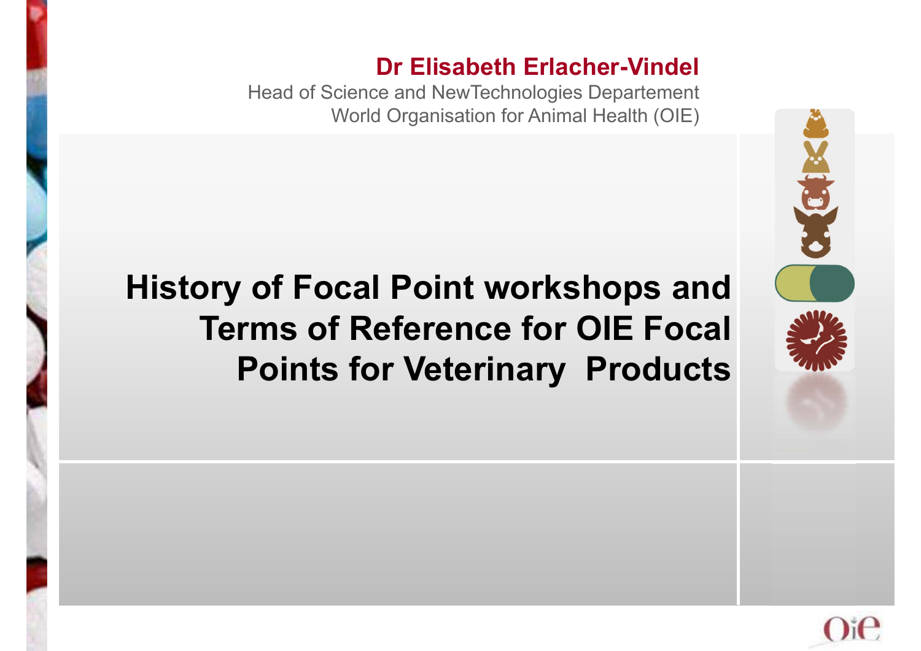**Dr Elisabeth Erlacher-Vindel**

Head of Science and NewTechnologies Departement

World Organisation for Animal Health (OIE)

# History of Focal Point workshops and Terms of Reference for OIE Focal Points for Veterinary Products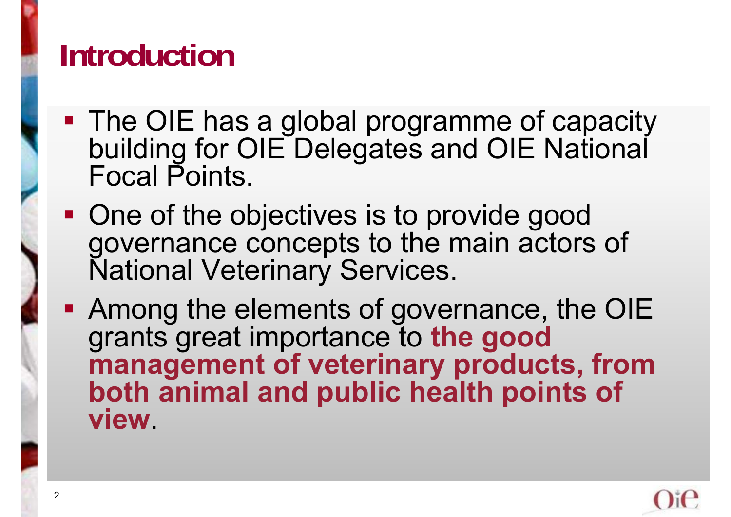# Introduction

- The OIE has a global programme of capacity building for OIE Delegates and OIE National Focal Points.
- One of the objectives is to provide good governance concepts to the main actors of National Veterinary Services.
- Among the elements of governance, the OIE grants great importance to **the good management of veterinary products, from both animal and public health points of view**.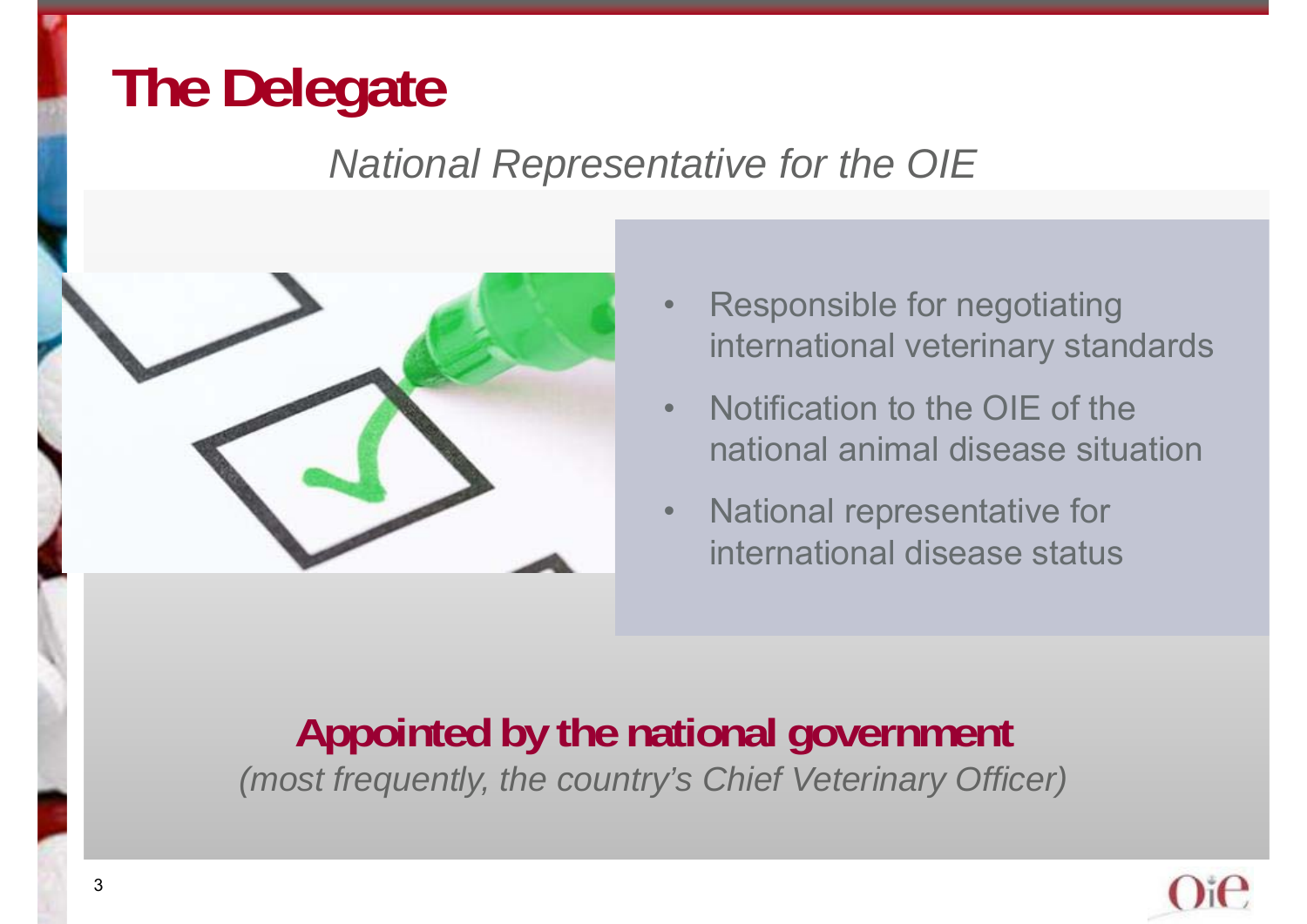# The Delegate

*National Representative for the OIE*

- Responsible for negotiating international veterinary standards
- Notification to the OIE of the national animal disease situation
- National representative for international disease status

**Appointed by the national government**

*(most frequently, the country's Chief Veterinary Officer)*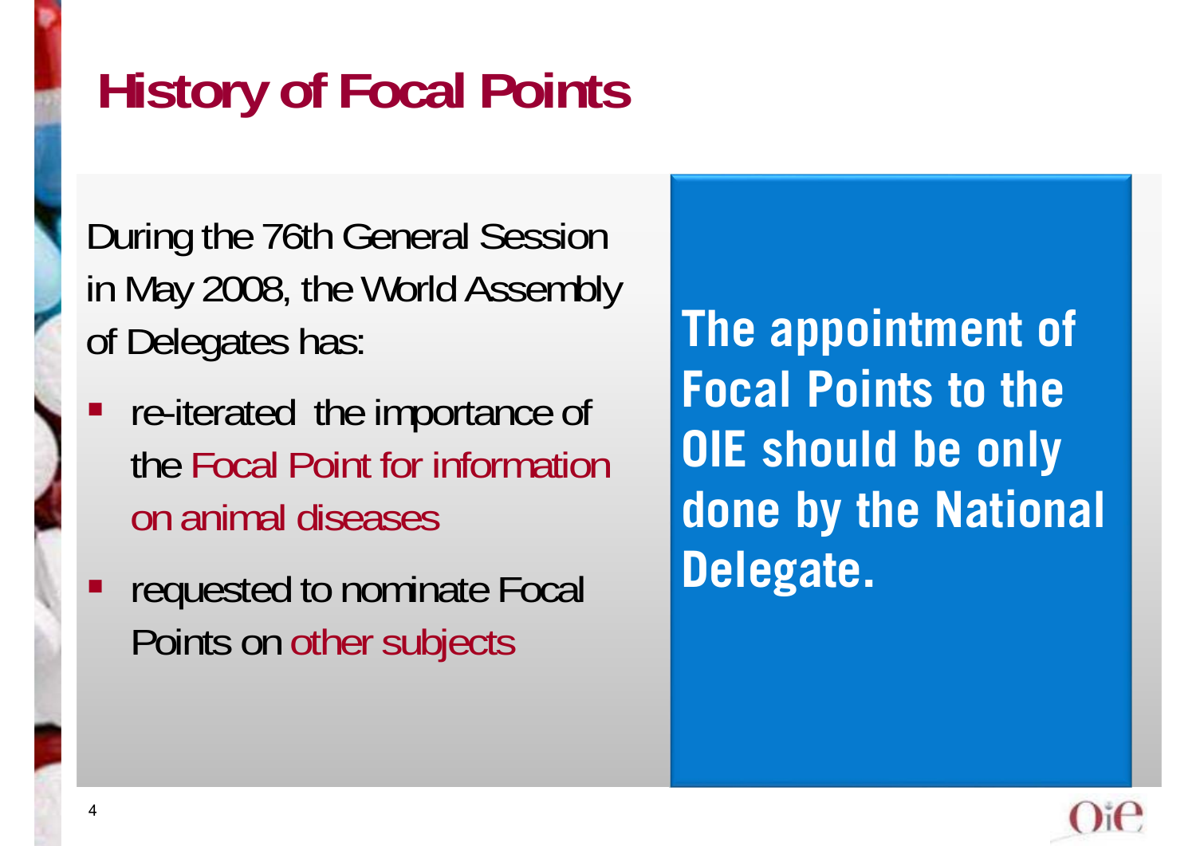# History of Focal Points

During the 76th General Session in May 2008, the World Assembly of Delegates has:

- re-iterated the importance of the Focal Point for information on animal diseases
- requested to nominate Focal Points on other subjects

**The appointment of Focal Points to the OIE should be only done by the National Delegate.**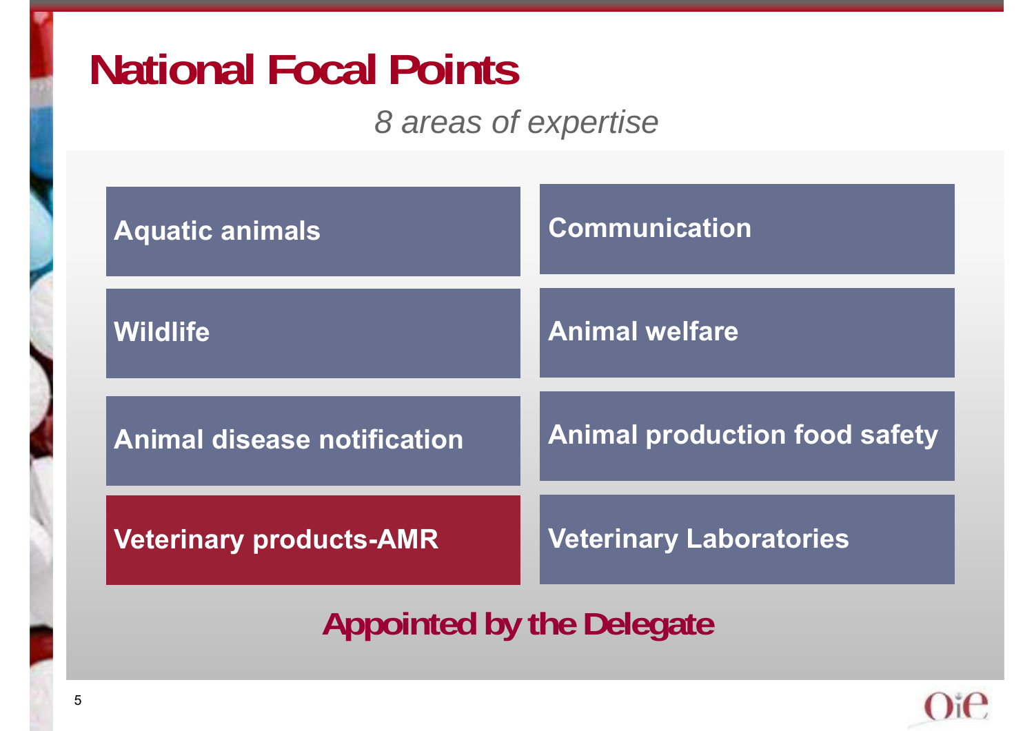# National Focal Points

*8 areas of expertise*

- Aquatic animals
- Communication
- Wildlife
- Animal welfare
- Animal disease notification
- Animal production food safety
- Veterinary products-AMR
- Veterinary Laboratories

**Appointed by the Delegate**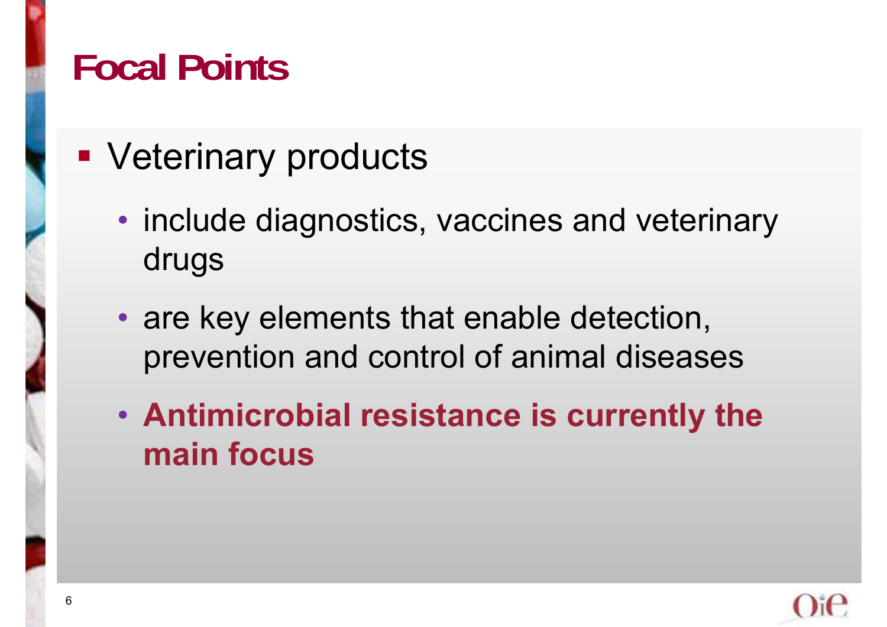# Focal Points

- Veterinary products
  - include diagnostics, vaccines and veterinary drugs
  - are key elements that enable detection, prevention and control of animal diseases
  - **Antimicrobial resistance is currently the main focus**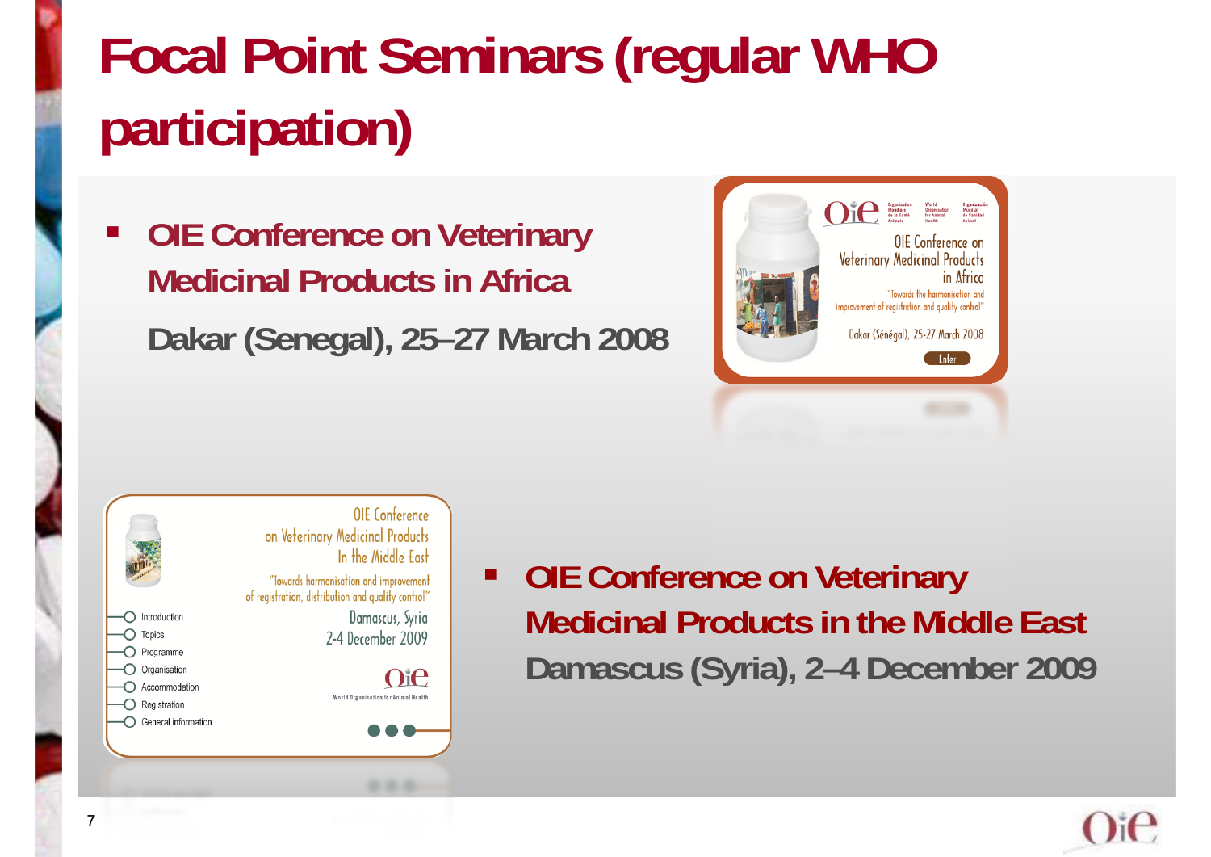# Focal Point Seminars (regular WHO participation)

- **OIE Conference on Veterinary Medicinal Products in Africa**

  **Dakar (Senegal), 25–27 March 2008**

- **OIE Conference on Veterinary Medicinal Products in the Middle East**

  **Damascus (Syria), 2–4 December 2009**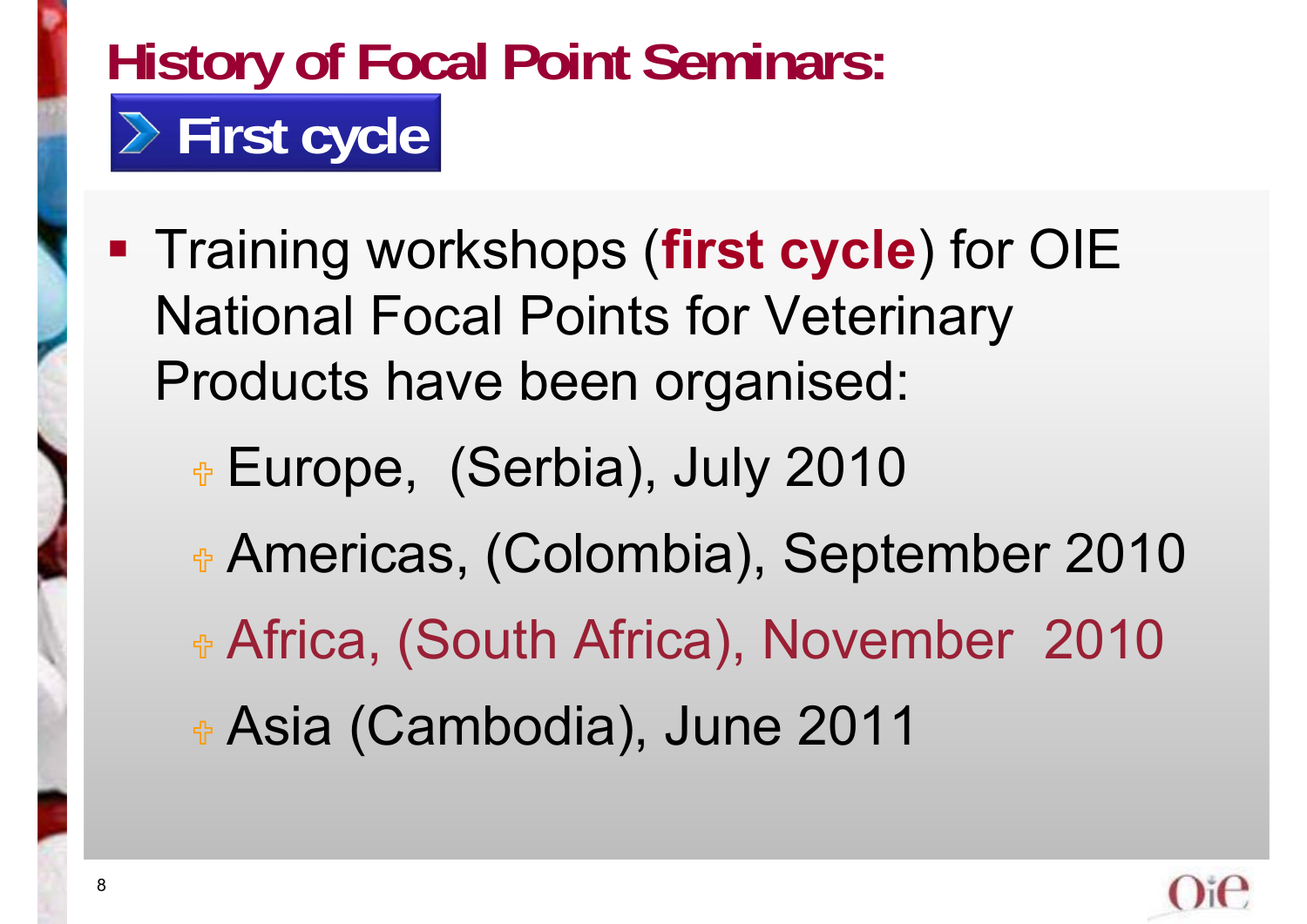# History of Focal Point Seminars:

## First cycle

- Training workshops (**first cycle**) for OIE National Focal Points for Veterinary Products have been organised:
  - Europe,  (Serbia), July 2010
  - Americas, (Colombia), September 2010
  - Africa, (South Africa), November  2010
  - Asia (Cambodia), June 2011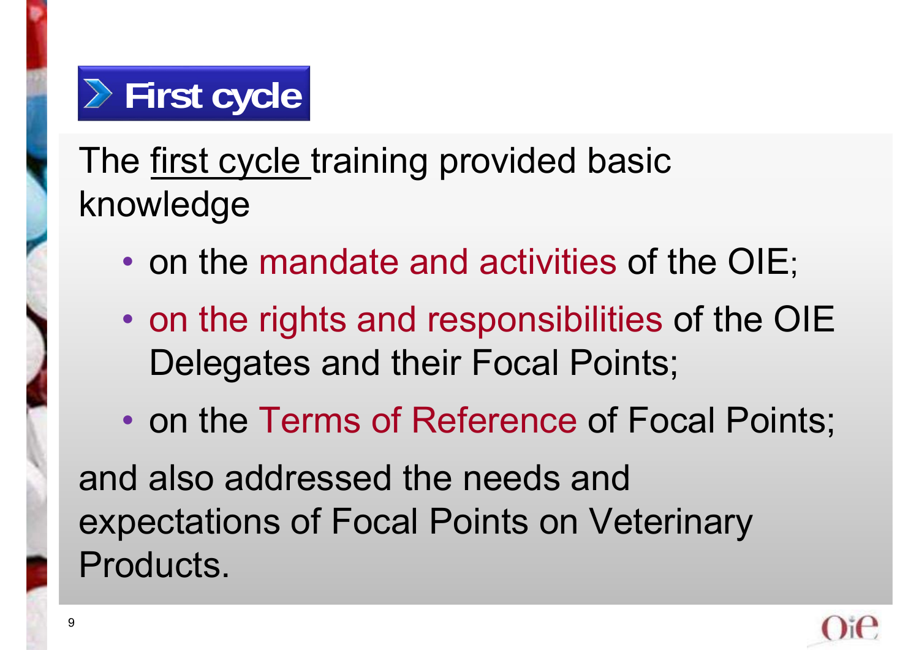## First cycle

The first cycle training provided basic knowledge

- on the mandate and activities of the OIE;
- on the rights and responsibilities of the OIE Delegates and their Focal Points;
- on the Terms of Reference of Focal Points;

and also addressed the needs and expectations of Focal Points on Veterinary Products.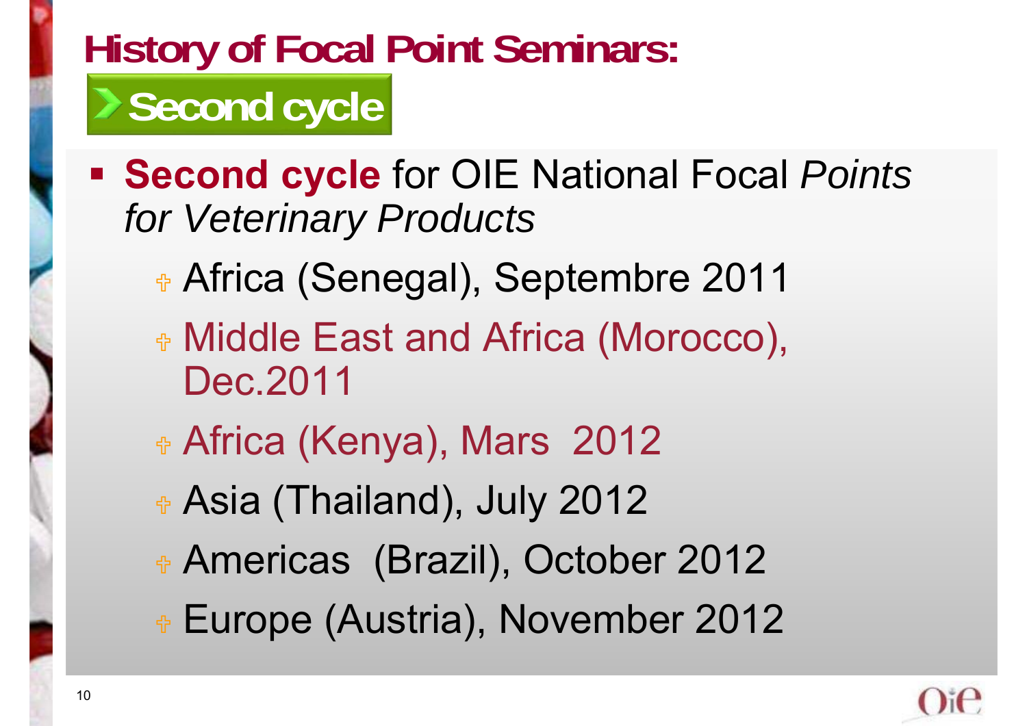# History of Focal Point Seminars:

## Second cycle

- **Second cycle** for OIE National Focal *Points for Veterinary Products*
  - Africa (Senegal), Septembre 2011
  - Middle East and Africa (Morocco), Dec.2011
  - Africa (Kenya), Mars 2012
  - Asia (Thailand), July 2012
  - Americas (Brazil), October 2012
  - Europe (Austria), November 2012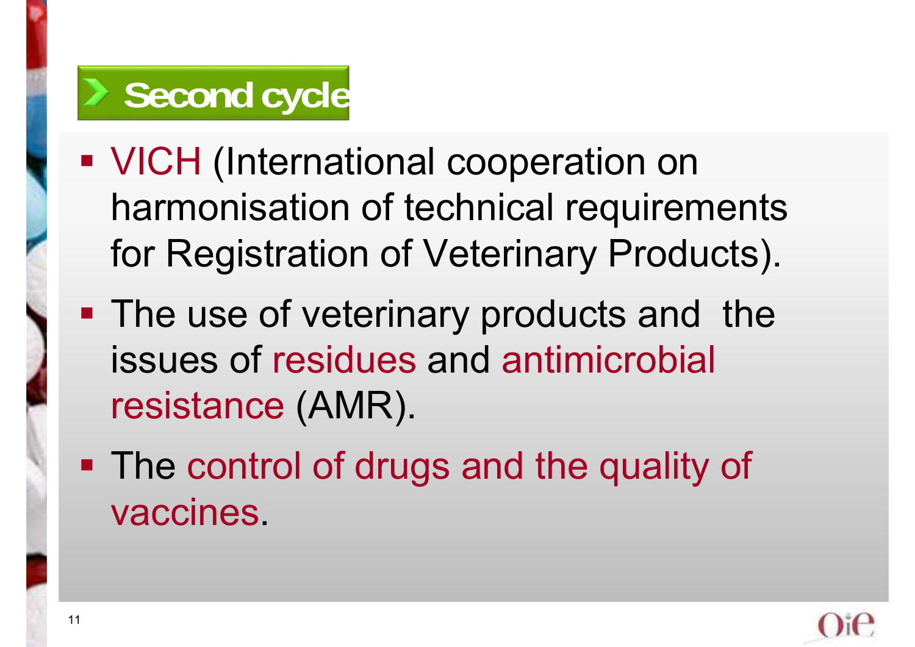## Second cycle

- VICH (International cooperation on harmonisation of technical requirements for Registration of Veterinary Products).
- The use of veterinary products and the issues of residues and antimicrobial resistance (AMR).
- The control of drugs and the quality of vaccines.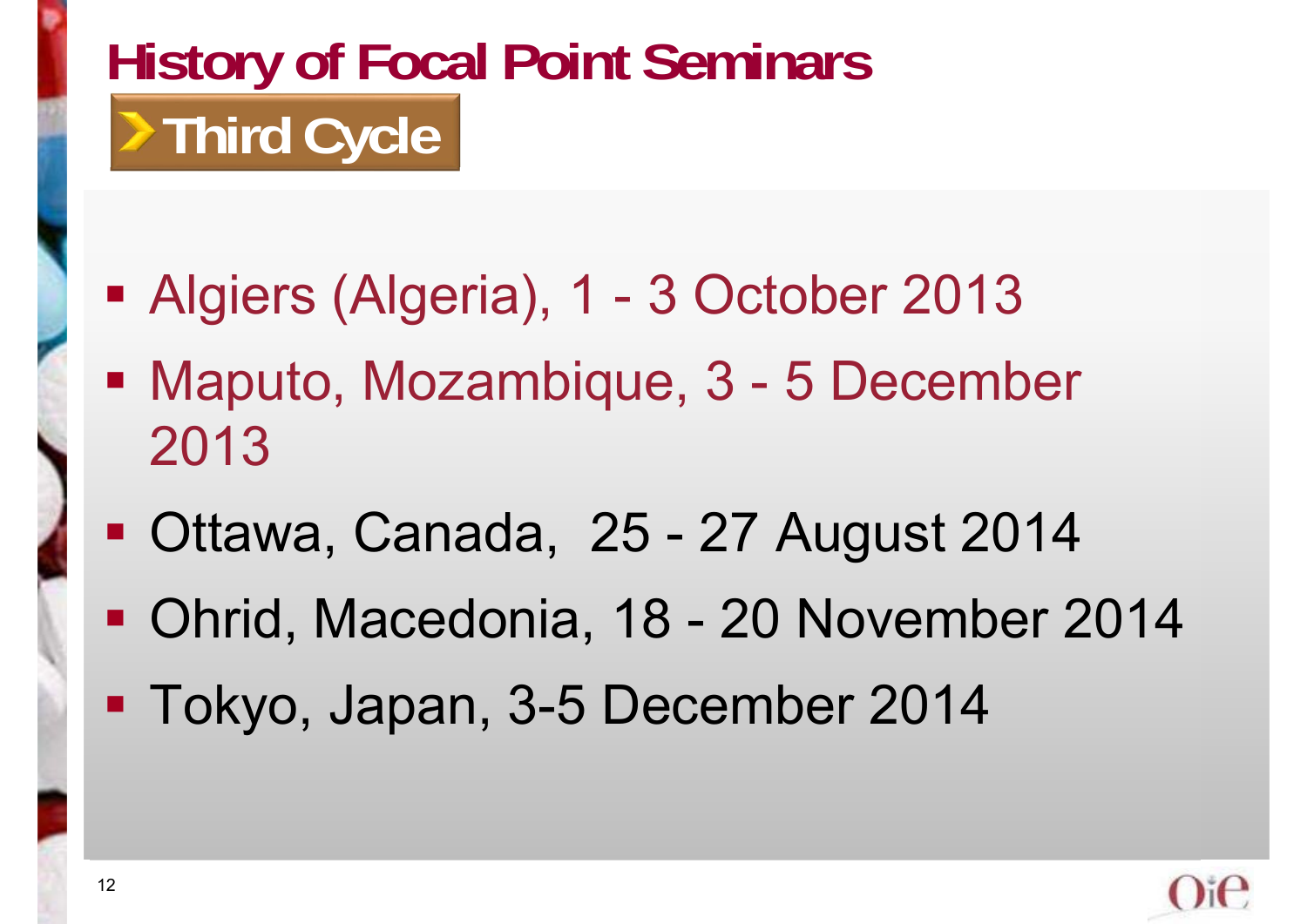# History of Focal Point Seminars

## Third Cycle

- Algiers (Algeria), 1 - 3 October 2013
- Maputo, Mozambique, 3 - 5 December 2013
- Ottawa, Canada, 25 - 27 August 2014
- Ohrid, Macedonia, 18 - 20 November 2014
- Tokyo, Japan, 3-5 December 2014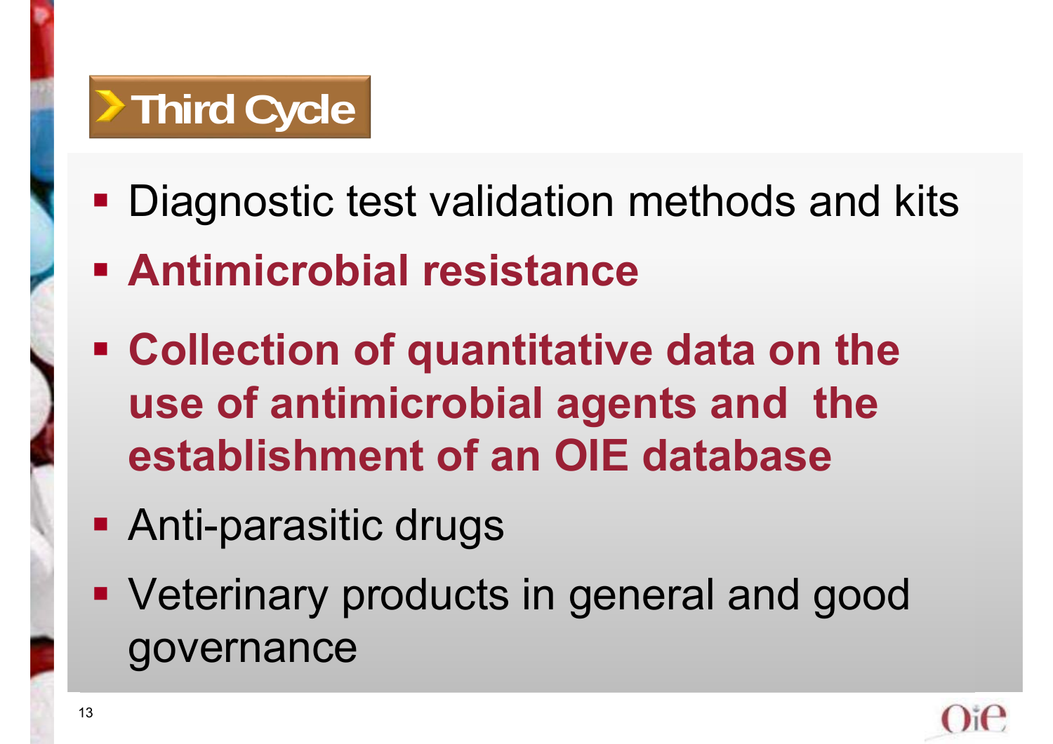## Third Cycle

- Diagnostic test validation methods and kits
- **Antimicrobial resistance**
- **Collection of quantitative data on the use of antimicrobial agents and the establishment of an OIE database**
- Anti-parasitic drugs
- Veterinary products in general and good governance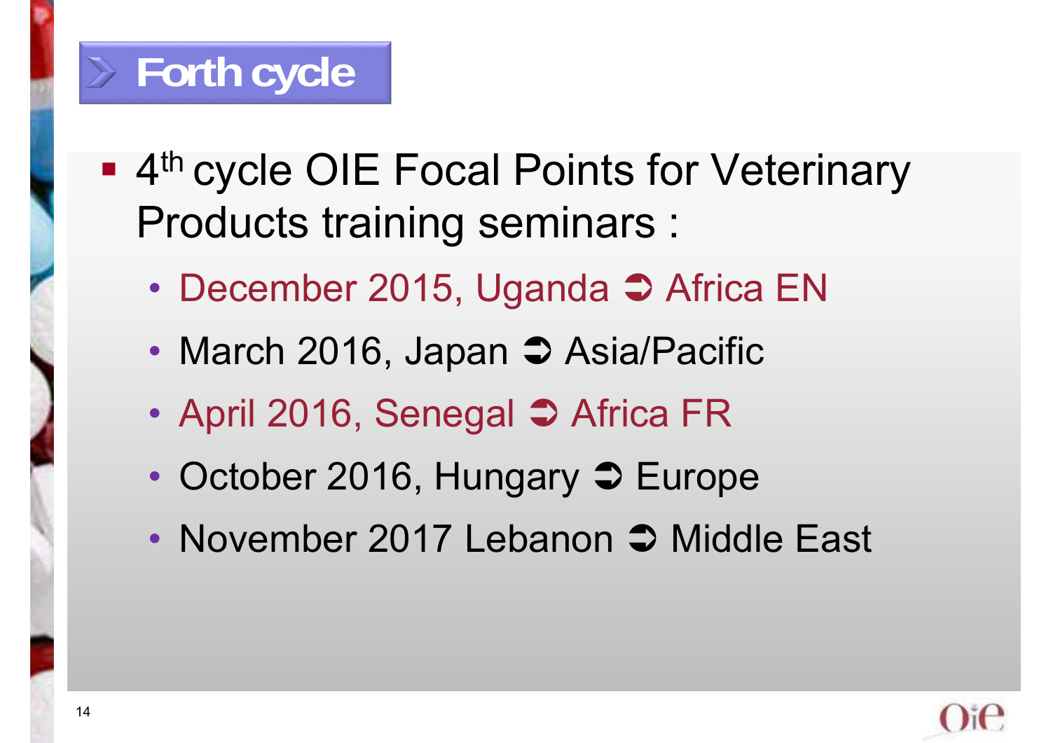## Forth cycle

- 4th cycle OIE Focal Points for Veterinary Products training seminars :
  - December 2015, Uganda ➲ Africa EN
  - March 2016, Japan ➲ Asia/Pacific
  - April 2016, Senegal ➲ Africa FR
  - October 2016, Hungary ➲ Europe
  - November 2017 Lebanon ➲ Middle East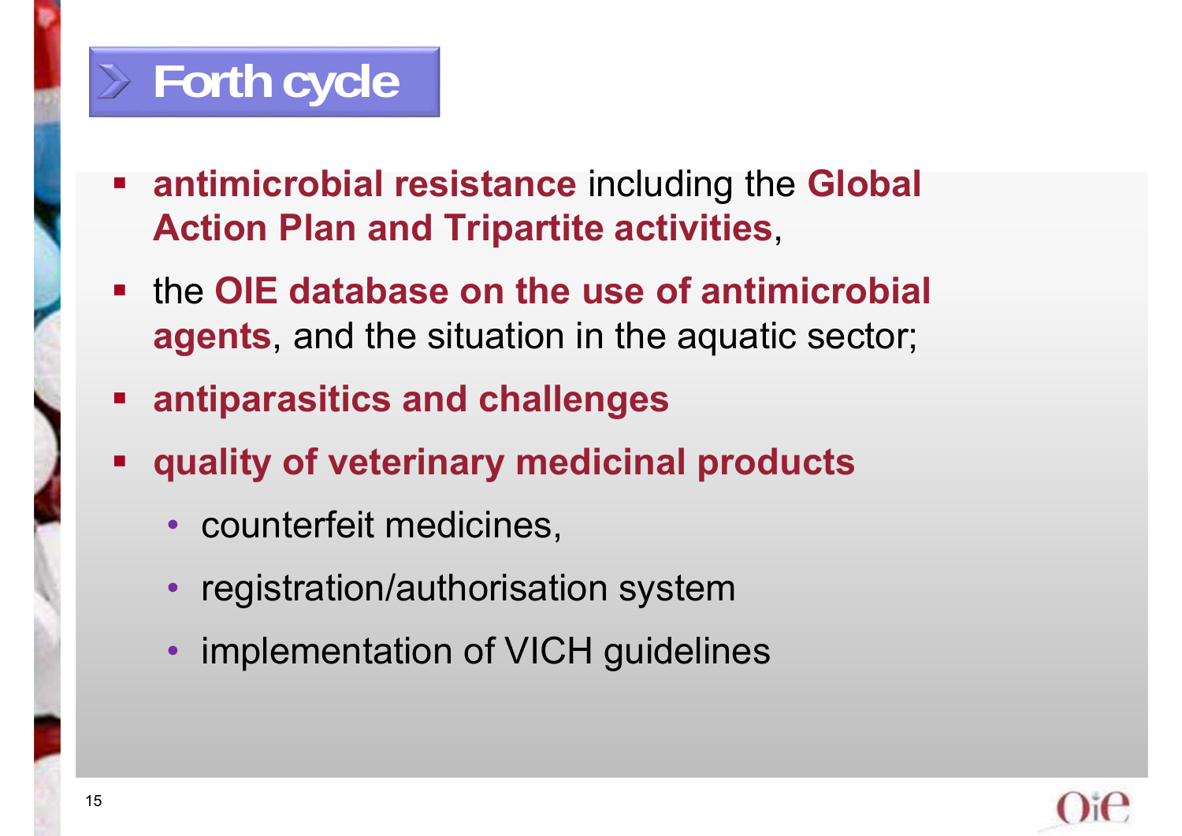# Forth cycle

- **antimicrobial resistance** including the **Global Action Plan and Tripartite activities**,
- the **OIE database on the use of antimicrobial agents**, and the situation in the aquatic sector;
- **antiparasitics and challenges**
- **quality of veterinary medicinal products**
  - counterfeit medicines,
  - registration/authorisation system
  - implementation of VICH guidelines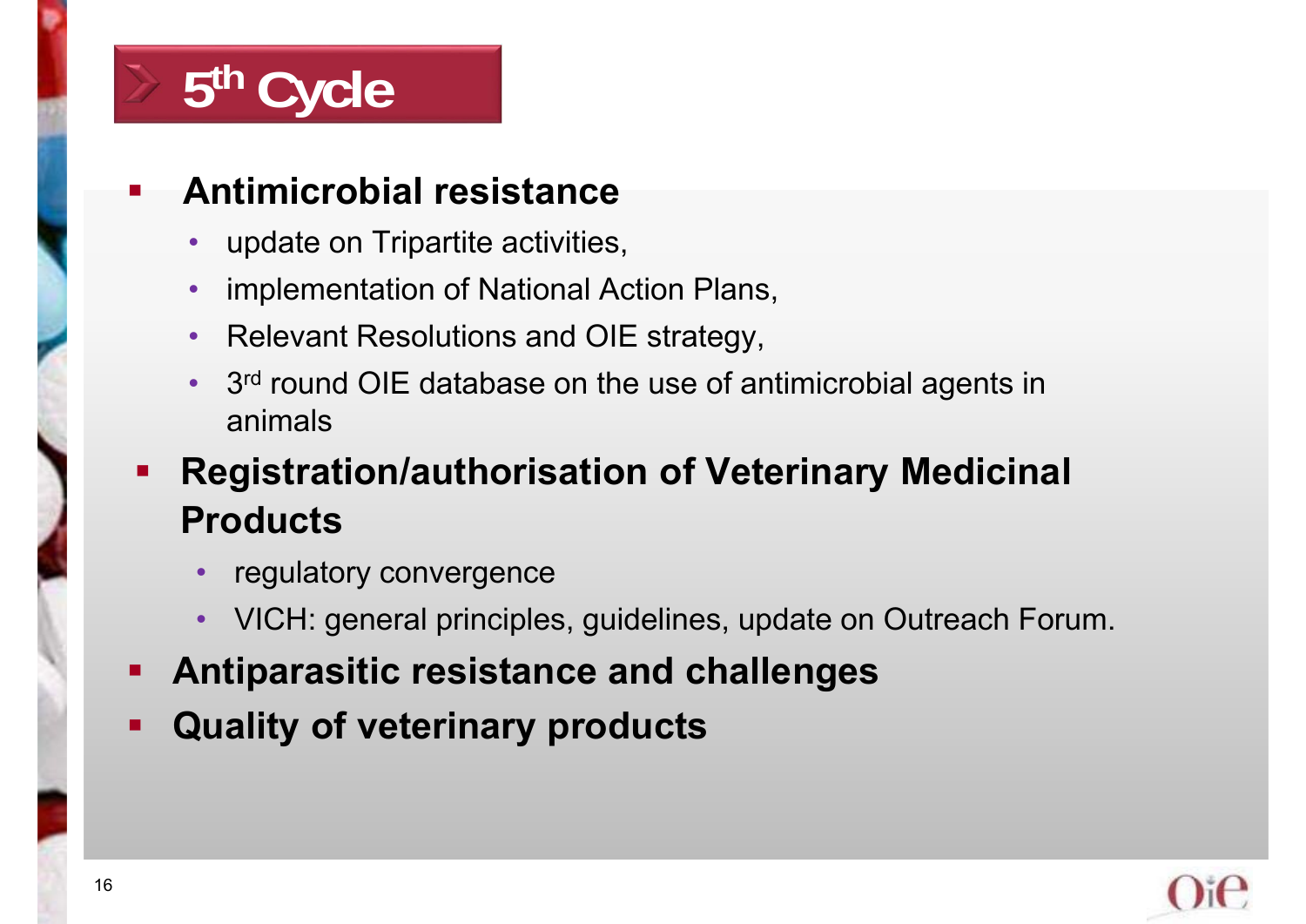# 5th Cycle

- **Antimicrobial resistance**
  - update on Tripartite activities,
  - implementation of National Action Plans,
  - Relevant Resolutions and OIE strategy,
  - 3rd round OIE database on the use of antimicrobial agents in animals
- **Registration/authorisation of Veterinary Medicinal Products**
  - regulatory convergence
  - VICH: general principles, guidelines, update on Outreach Forum.
- **Antiparasitic resistance and challenges**
- **Quality of veterinary products**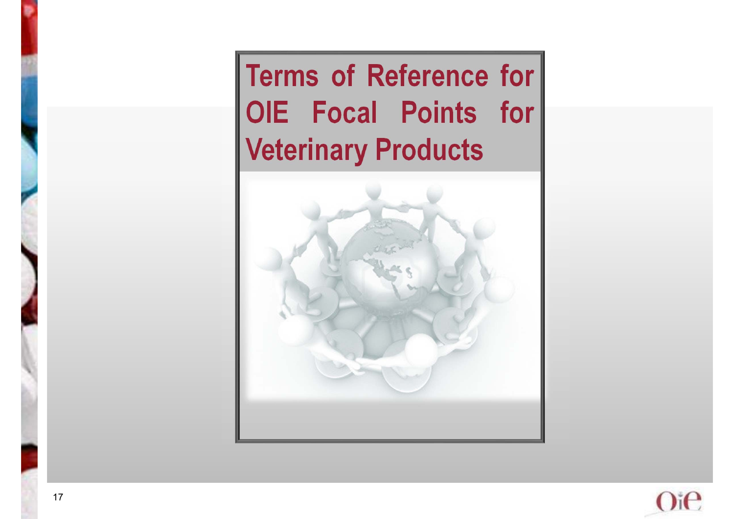# Terms of Reference for OIE Focal Points for Veterinary Products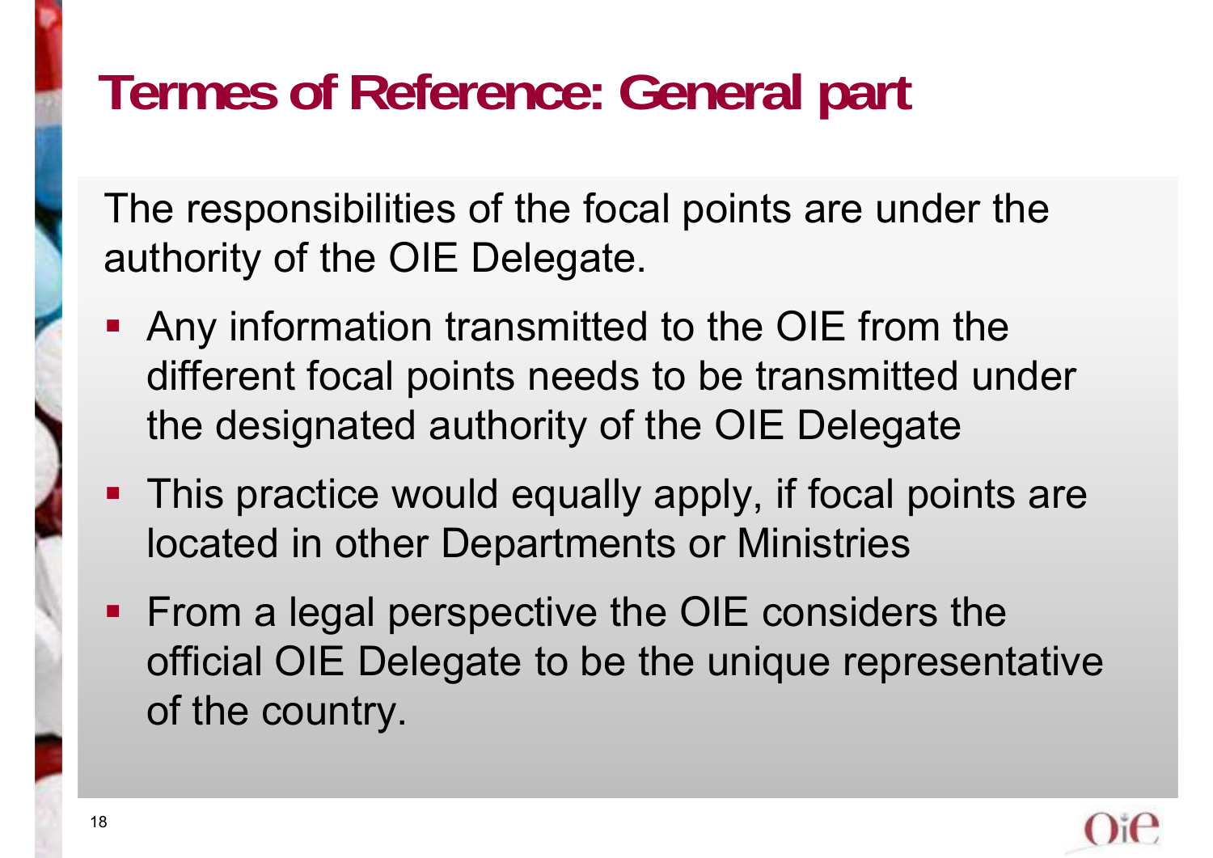# Termes of Reference: General part

The responsibilities of the focal points are under the authority of the OIE Delegate.

- Any information transmitted to the OIE from the different focal points needs to be transmitted under the designated authority of the OIE Delegate
- This practice would equally apply, if focal points are located in other Departments or Ministries
- From a legal perspective the OIE considers the official OIE Delegate to be the unique representative of the country.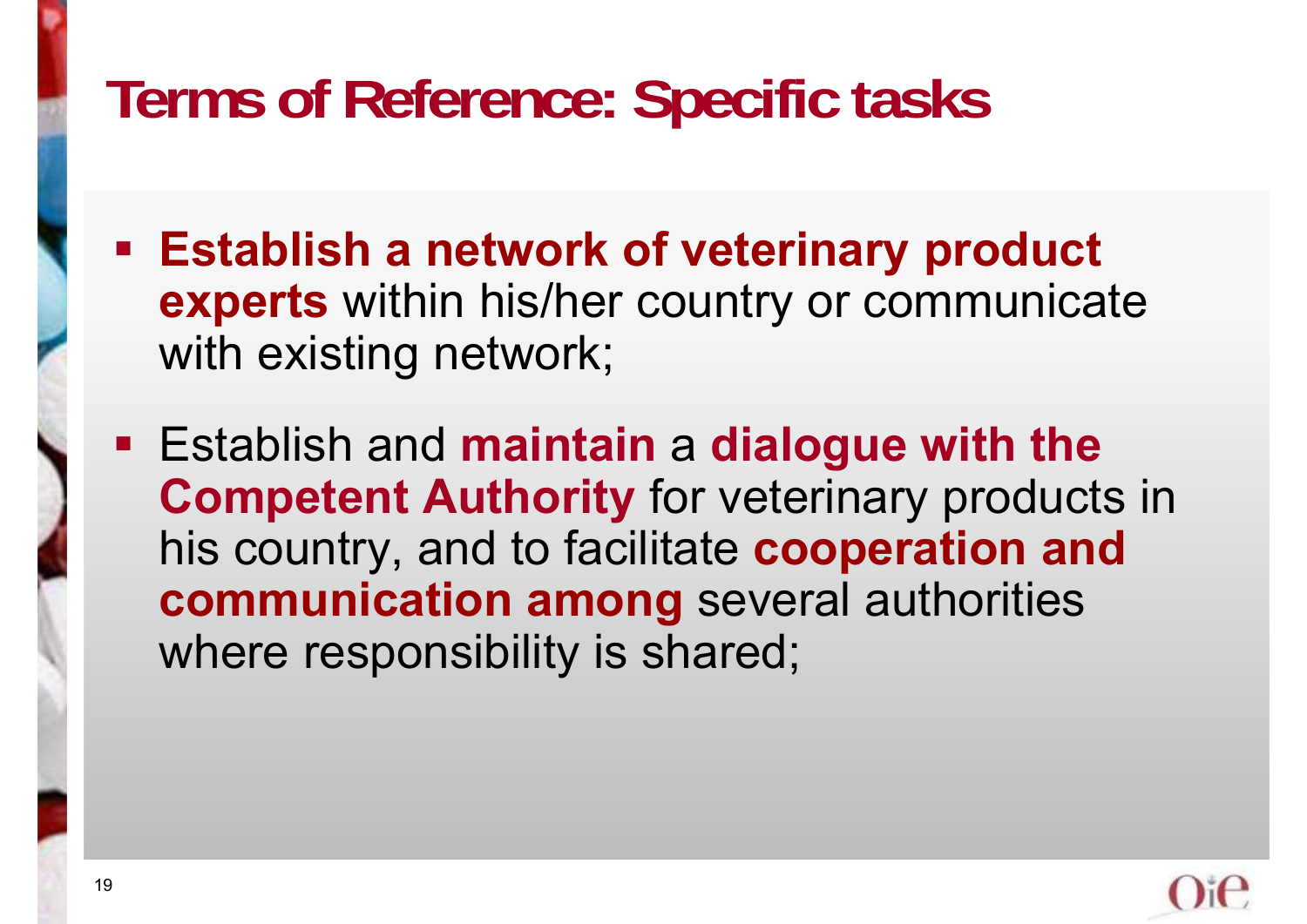# Terms of Reference: Specific tasks

- **Establish a network of veterinary product experts** within his/her country or communicate with existing network;
- Establish and **maintain** a **dialogue with the Competent Authority** for veterinary products in his country, and to facilitate **cooperation and communication among** several authorities where responsibility is shared;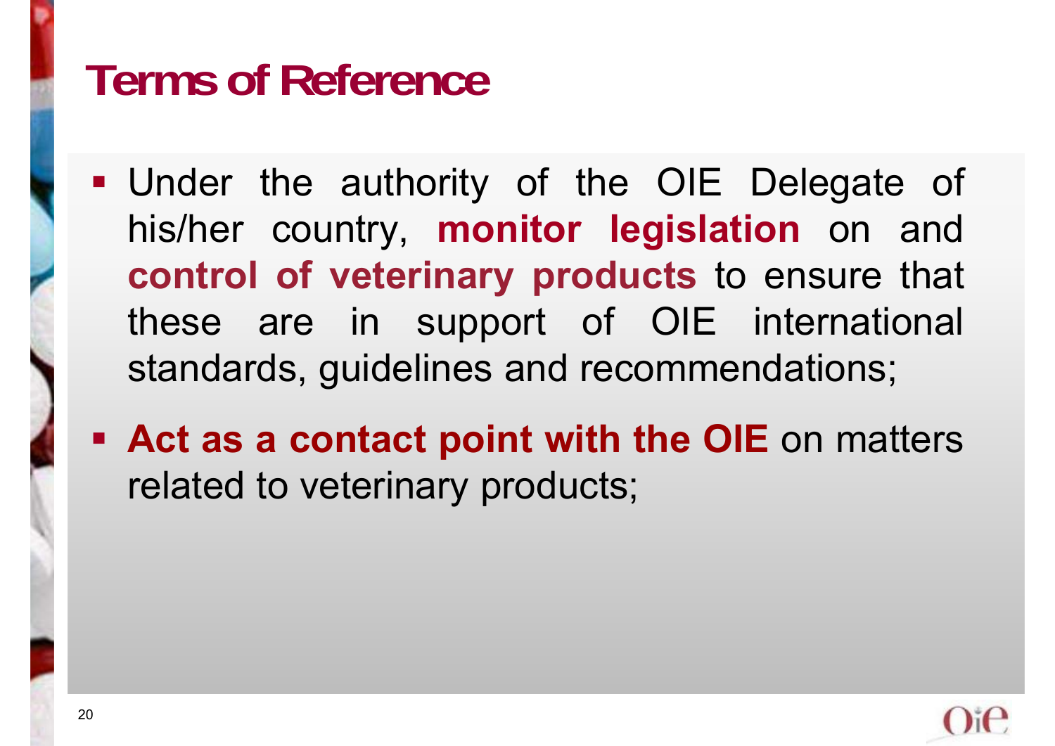# Terms of Reference

- Under the authority of the OIE Delegate of his/her country, **monitor legislation** on and **control of veterinary products** to ensure that these are in support of OIE international standards, guidelines and recommendations;
- **Act as a contact point with the OIE** on matters related to veterinary products;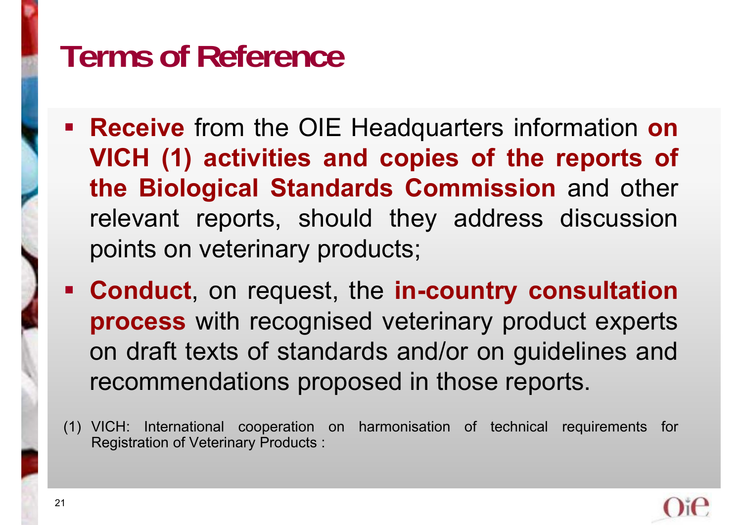# Terms of Reference

- **Receive** from the OIE Headquarters information **on VICH (1) activities and copies of the reports of the Biological Standards Commission** and other relevant reports, should they address discussion points on veterinary products;
- **Conduct**, on request, the **in-country consultation process** with recognised veterinary product experts on draft texts of standards and/or on guidelines and recommendations proposed in those reports.

(1) VICH: International cooperation on harmonisation of technical requirements for Registration of Veterinary Products :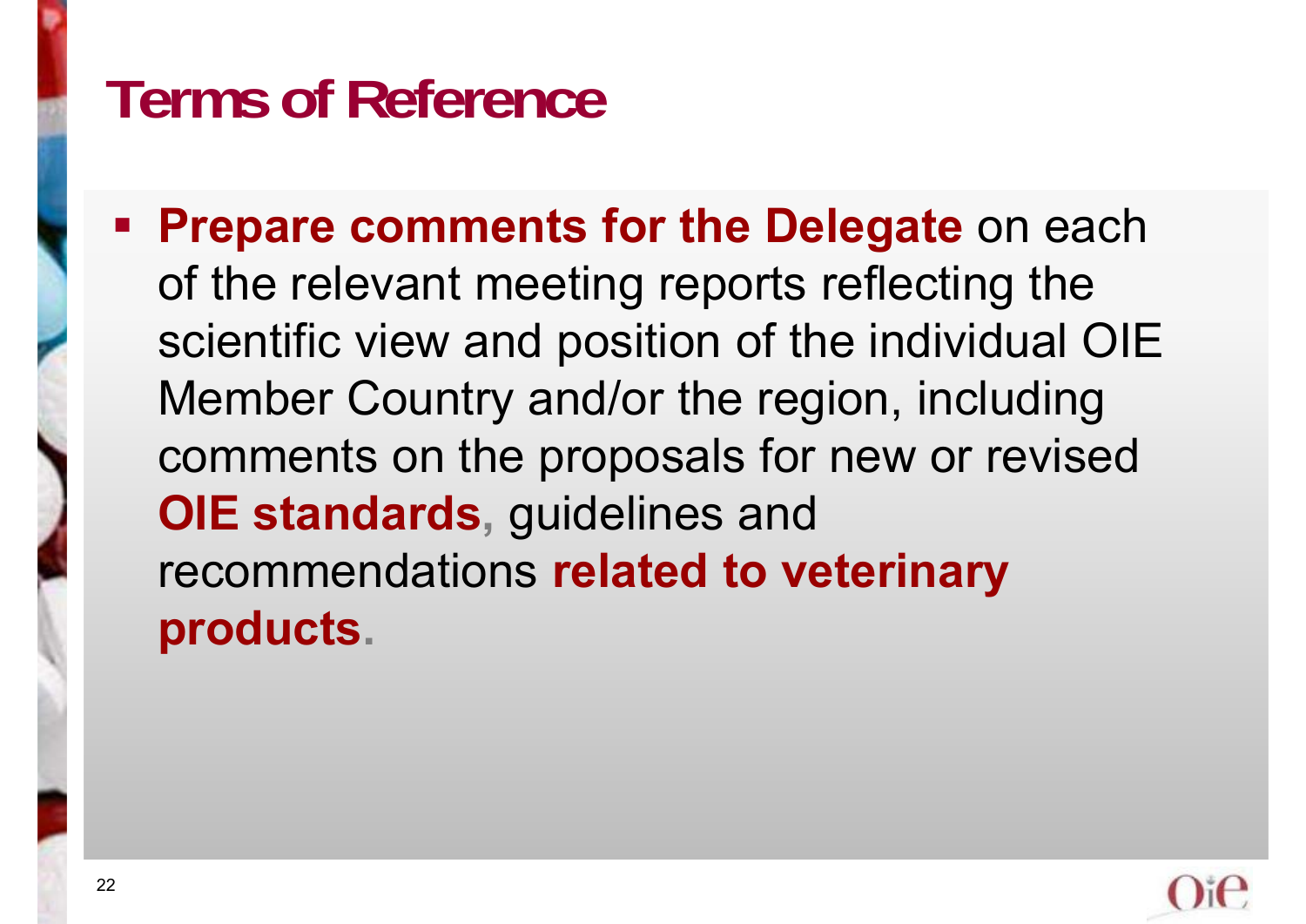# Terms of Reference

- **Prepare comments for the Delegate** on each of the relevant meeting reports reflecting the scientific view and position of the individual OIE Member Country and/or the region, including comments on the proposals for new or revised **OIE standards**, guidelines and recommendations **related to veterinary products**.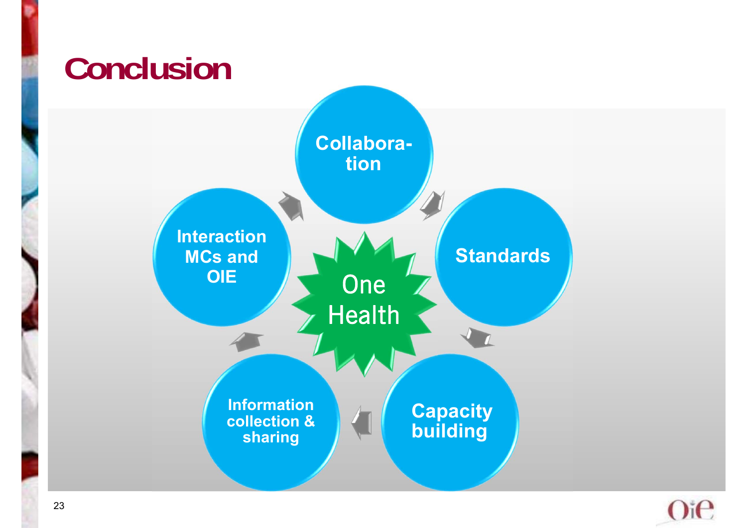# Conclusion

- Collaboration
- Standards
- Capacity building
- Information collection & sharing
- Interaction MCs and OIE

One Health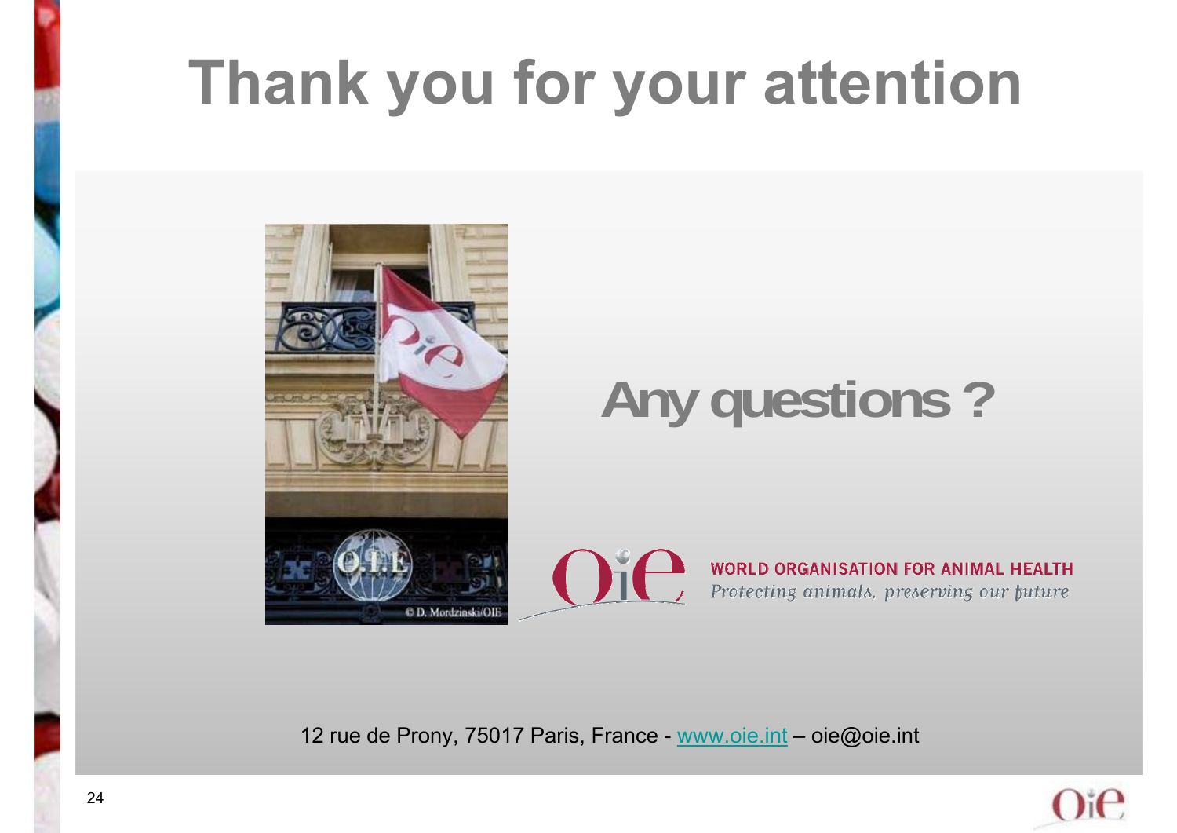# Thank you for your attention

© D. Mordzinski/OIE

## Any questions ?

WORLD ORGANISATION FOR ANIMAL HEALTH

*Protecting animals, preserving our future*

12 rue de Prony, 75017 Paris, France - www.oie.int – oie@oie.int